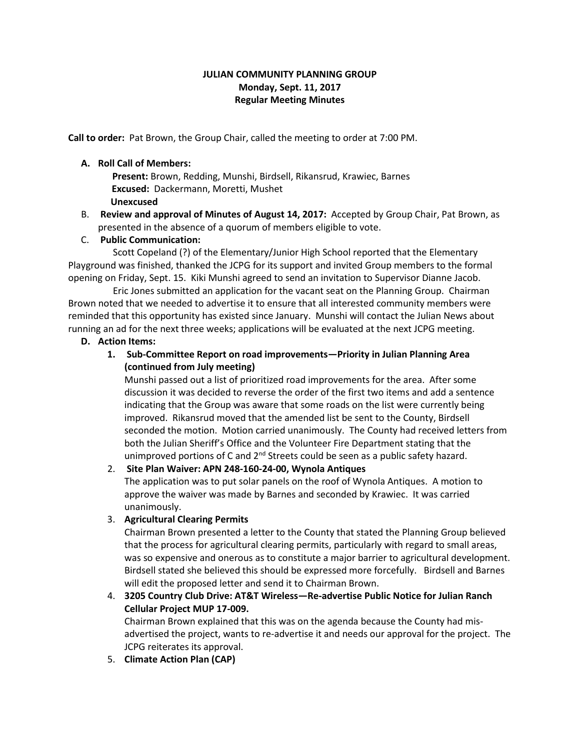**JULIAN COMMUNITY PLANNING GROUP**
**Monday, Sept. 11, 2017**
**Regular Meeting Minutes**

**Call to order:** Pat Brown, the Group Chair, called the meeting to order at 7:00 PM.

**A. Roll Call of Members:**

**Present:** Brown, Redding, Munshi, Birdsell, Rikansrud, Krawiec, Barnes
**Excused:** Dackermann, Moretti, Mushet
**Unexcused**

B. **Review and approval of Minutes of August 14, 2017:** Accepted by Group Chair, Pat Brown, as presented in the absence of a quorum of members eligible to vote.

C. **Public Communication:**

Scott Copeland (?) of the Elementary/Junior High School reported that the Elementary Playground was finished, thanked the JCPG for its support and invited Group members to the formal opening on Friday, Sept. 15. Kiki Munshi agreed to send an invitation to Supervisor Dianne Jacob.

Eric Jones submitted an application for the vacant seat on the Planning Group. Chairman Brown noted that we needed to advertise it to ensure that all interested community members were reminded that this opportunity has existed since January. Munshi will contact the Julian News about running an ad for the next three weeks; applications will be evaluated at the next JCPG meeting.

**D. Action Items:**

1. **Sub-Committee Report on road improvements—Priority in Julian Planning Area (continued from July meeting)**
   Munshi passed out a list of prioritized road improvements for the area. After some discussion it was decided to reverse the order of the first two items and add a sentence indicating that the Group was aware that some roads on the list were currently being improved. Rikansrud moved that the amended list be sent to the County, Birdsell seconded the motion. Motion carried unanimously. The County had received letters from both the Julian Sheriff's Office and the Volunteer Fire Department stating that the unimproved portions of C and 2nd Streets could be seen as a public safety hazard.

2. **Site Plan Waiver: APN 248-160-24-00, Wynola Antiques**
   The application was to put solar panels on the roof of Wynola Antiques. A motion to approve the waiver was made by Barnes and seconded by Krawiec. It was carried unanimously.

3. **Agricultural Clearing Permits**
   Chairman Brown presented a letter to the County that stated the Planning Group believed that the process for agricultural clearing permits, particularly with regard to small areas, was so expensive and onerous as to constitute a major barrier to agricultural development. Birdsell stated she believed this should be expressed more forcefully. Birdsell and Barnes will edit the proposed letter and send it to Chairman Brown.

4. **3205 Country Club Drive: AT&T Wireless—Re-advertise Public Notice for Julian Ranch Cellular Project MUP 17-009.**
   Chairman Brown explained that this was on the agenda because the County had mis-advertised the project, wants to re-advertise it and needs our approval for the project. The JCPG reiterates its approval.

5. **Climate Action Plan (CAP)**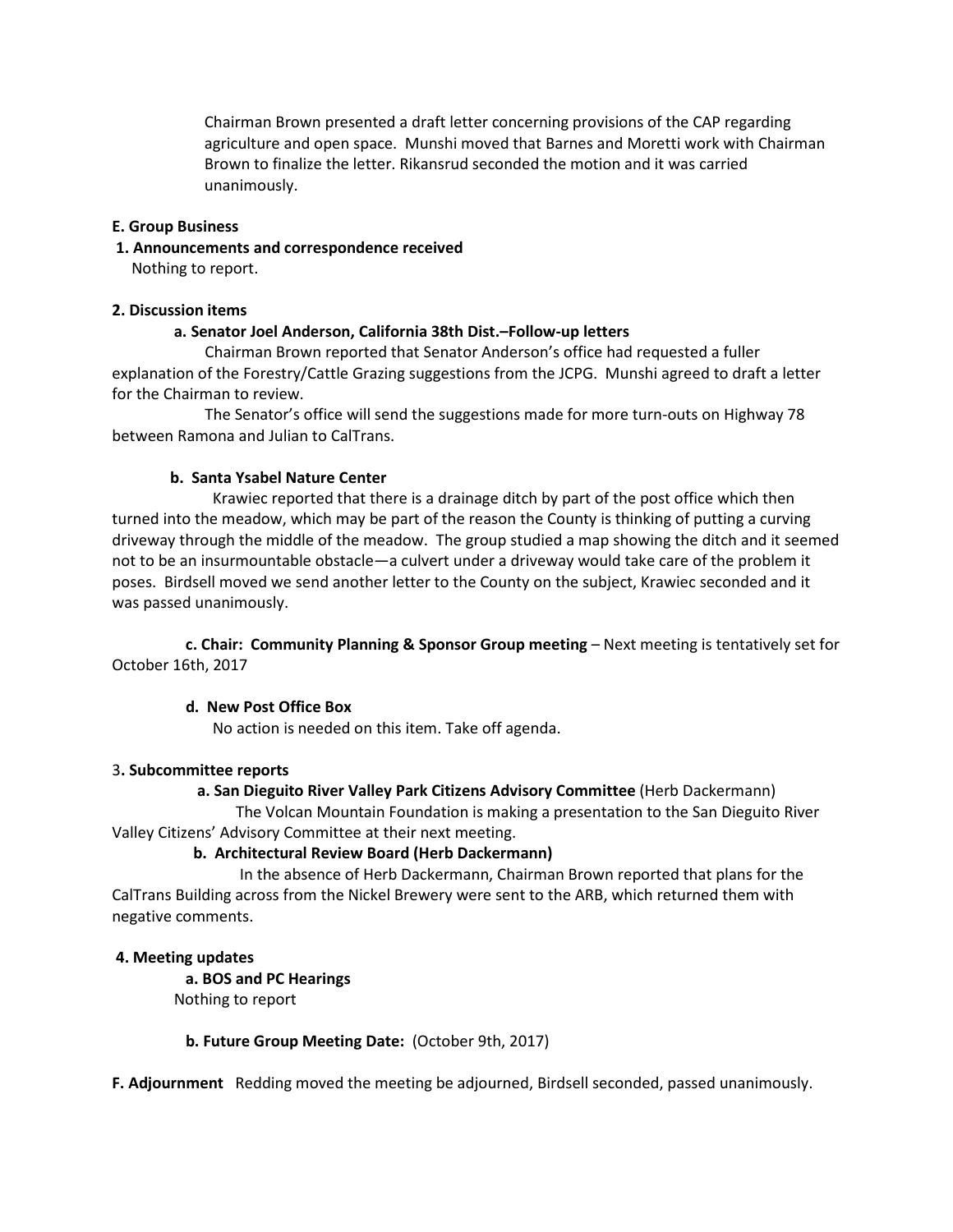Chairman Brown presented a draft letter concerning provisions of the CAP regarding agriculture and open space. Munshi moved that Barnes and Moretti work with Chairman Brown to finalize the letter. Rikansrud seconded the motion and it was carried unanimously.

**E. Group Business**

**1. Announcements and correspondence received**

Nothing to report.

**2. Discussion items**

**a. Senator Joel Anderson, California 38th Dist.–Follow-up letters**

Chairman Brown reported that Senator Anderson's office had requested a fuller explanation of the Forestry/Cattle Grazing suggestions from the JCPG. Munshi agreed to draft a letter for the Chairman to review.

The Senator's office will send the suggestions made for more turn-outs on Highway 78 between Ramona and Julian to CalTrans.

**b. Santa Ysabel Nature Center**

Krawiec reported that there is a drainage ditch by part of the post office which then turned into the meadow, which may be part of the reason the County is thinking of putting a curving driveway through the middle of the meadow. The group studied a map showing the ditch and it seemed not to be an insurmountable obstacle—a culvert under a driveway would take care of the problem it poses. Birdsell moved we send another letter to the County on the subject, Krawiec seconded and it was passed unanimously.

**c. Chair: Community Planning & Sponsor Group meeting** – Next meeting is tentatively set for October 16th, 2017

**d. New Post Office Box**

No action is needed on this item. Take off agenda.

3**. Subcommittee reports**

**a. San Dieguito River Valley Park Citizens Advisory Committee** (Herb Dackermann)

The Volcan Mountain Foundation is making a presentation to the San Dieguito River Valley Citizens' Advisory Committee at their next meeting.

**b. Architectural Review Board (Herb Dackermann)**

In the absence of Herb Dackermann, Chairman Brown reported that plans for the CalTrans Building across from the Nickel Brewery were sent to the ARB, which returned them with negative comments.

**4. Meeting updates**

**a. BOS and PC Hearings**

Nothing to report

**b. Future Group Meeting Date:** (October 9th, 2017)

**F. Adjournment** Redding moved the meeting be adjourned, Birdsell seconded, passed unanimously.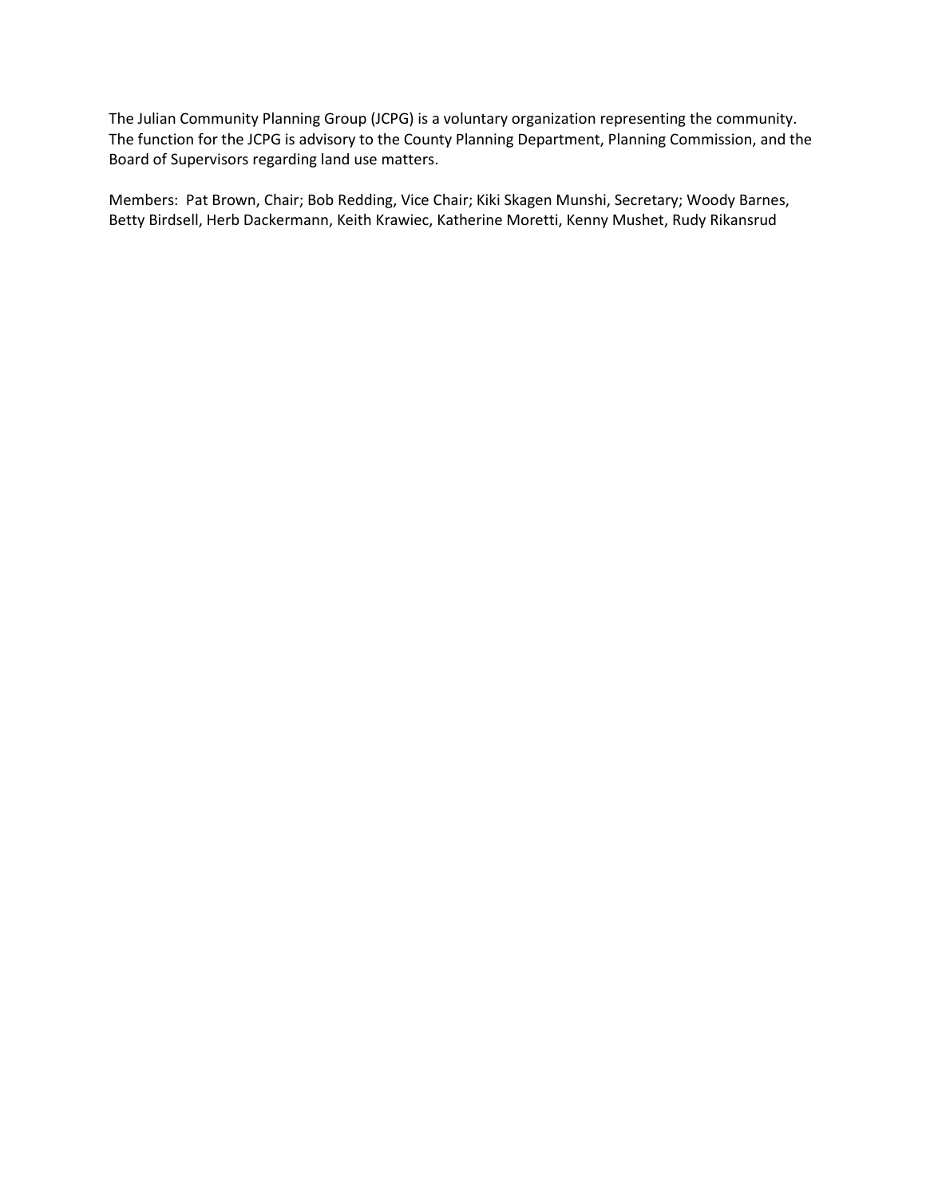The Julian Community Planning Group (JCPG) is a voluntary organization representing the community. The function for the JCPG is advisory to the County Planning Department, Planning Commission, and the Board of Supervisors regarding land use matters.

Members: Pat Brown, Chair; Bob Redding, Vice Chair; Kiki Skagen Munshi, Secretary; Woody Barnes, Betty Birdsell, Herb Dackermann, Keith Krawiec, Katherine Moretti, Kenny Mushet, Rudy Rikansrud